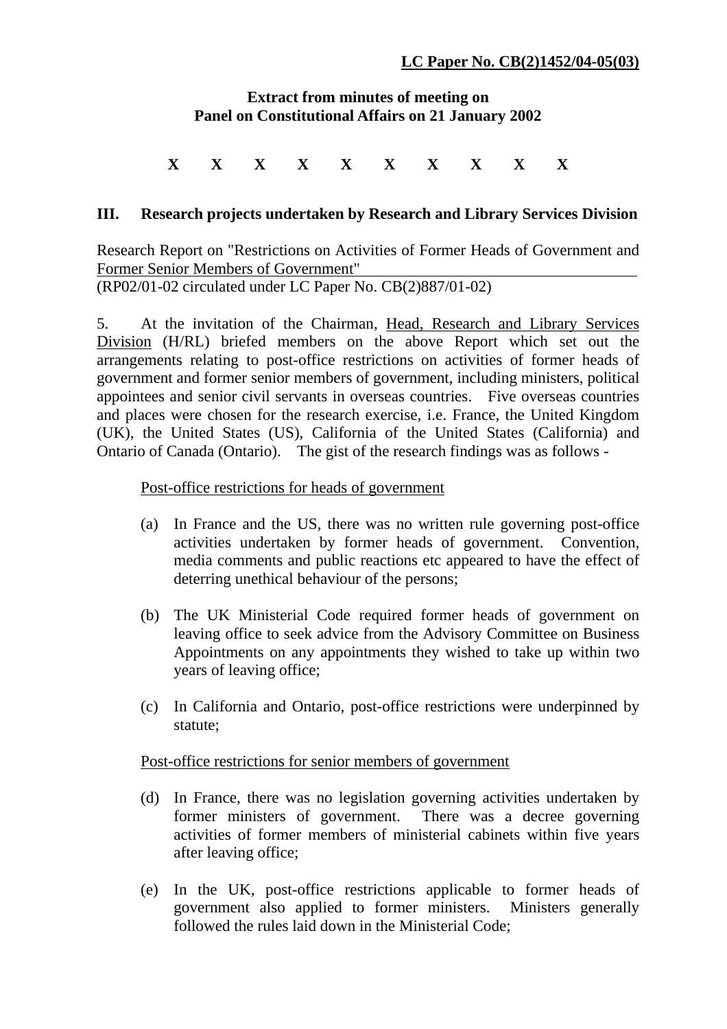**LC Paper No. CB(2)1452/04-05(03)**

**Extract from minutes of meeting on**
**Panel on Constitutional Affairs on 21 January 2002**

**X X X X X X X X X X**

### III. Research projects undertaken by Research and Library Services Division

Research Report on "Restrictions on Activities of Former Heads of Government and Former Senior Members of Government"
(RP02/01-02 circulated under LC Paper No. CB(2)887/01-02)

5. At the invitation of the Chairman, Head, Research and Library Services Division (H/RL) briefed members on the above Report which set out the arrangements relating to post-office restrictions on activities of former heads of government and former senior members of government, including ministers, political appointees and senior civil servants in overseas countries. Five overseas countries and places were chosen for the research exercise, i.e. France, the United Kingdom (UK), the United States (US), California of the United States (California) and Ontario of Canada (Ontario). The gist of the research findings was as follows -

Post-office restrictions for heads of government

(a) In France and the US, there was no written rule governing post-office activities undertaken by former heads of government. Convention, media comments and public reactions etc appeared to have the effect of deterring unethical behaviour of the persons;

(b) The UK Ministerial Code required former heads of government on leaving office to seek advice from the Advisory Committee on Business Appointments on any appointments they wished to take up within two years of leaving office;

(c) In California and Ontario, post-office restrictions were underpinned by statute;

Post-office restrictions for senior members of government

(d) In France, there was no legislation governing activities undertaken by former ministers of government. There was a decree governing activities of former members of ministerial cabinets within five years after leaving office;

(e) In the UK, post-office restrictions applicable to former heads of government also applied to former ministers. Ministers generally followed the rules laid down in the Ministerial Code;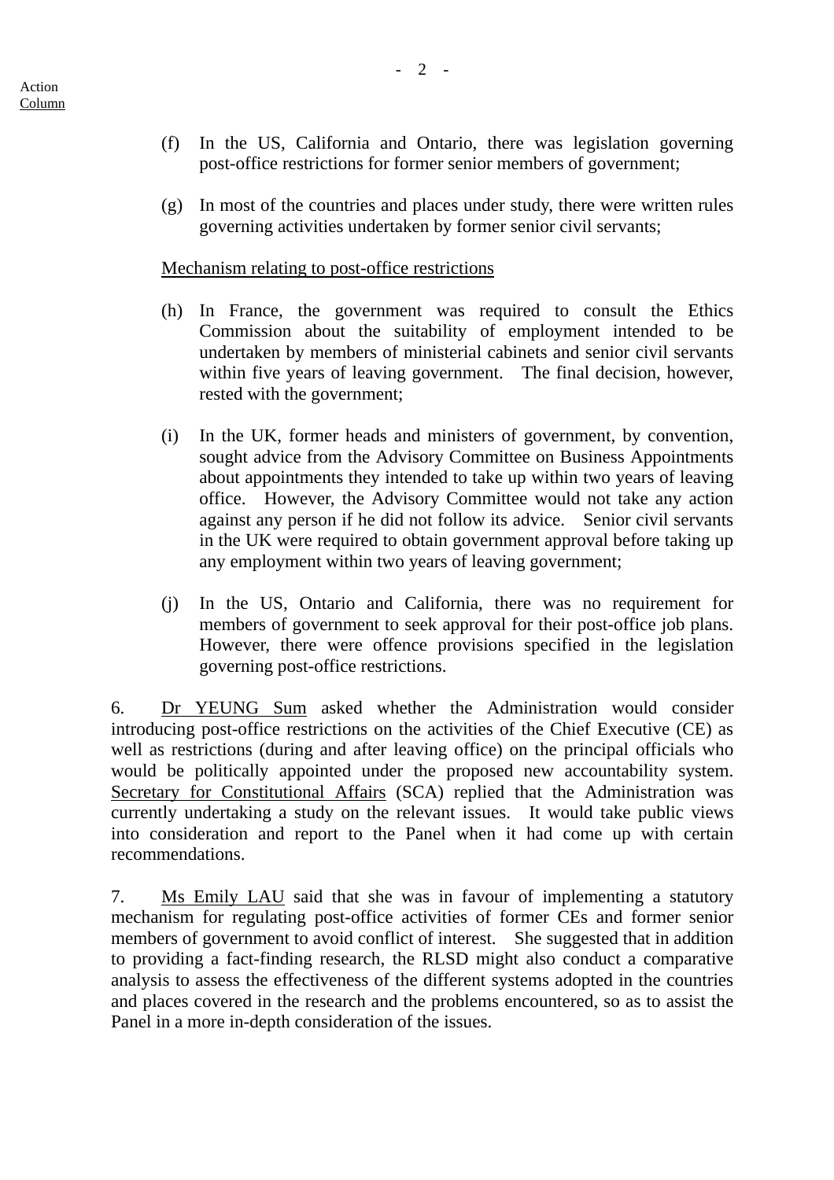(f) In the US, California and Ontario, there was legislation governing post-office restrictions for former senior members of government;

(g) In most of the countries and places under study, there were written rules governing activities undertaken by former senior civil servants;

<u>Mechanism relating to post-office restrictions</u>

(h) In France, the government was required to consult the Ethics Commission about the suitability of employment intended to be undertaken by members of ministerial cabinets and senior civil servants within five years of leaving government. The final decision, however, rested with the government;

(i) In the UK, former heads and ministers of government, by convention, sought advice from the Advisory Committee on Business Appointments about appointments they intended to take up within two years of leaving office. However, the Advisory Committee would not take any action against any person if he did not follow its advice. Senior civil servants in the UK were required to obtain government approval before taking up any employment within two years of leaving government;

(j) In the US, Ontario and California, there was no requirement for members of government to seek approval for their post-office job plans. However, there were offence provisions specified in the legislation governing post-office restrictions.

6. <u>Dr YEUNG Sum</u> asked whether the Administration would consider introducing post-office restrictions on the activities of the Chief Executive (CE) as well as restrictions (during and after leaving office) on the principal officials who would be politically appointed under the proposed new accountability system. <u>Secretary for Constitutional Affairs</u> (SCA) replied that the Administration was currently undertaking a study on the relevant issues. It would take public views into consideration and report to the Panel when it had come up with certain recommendations.

7. <u>Ms Emily LAU</u> said that she was in favour of implementing a statutory mechanism for regulating post-office activities of former CEs and former senior members of government to avoid conflict of interest. She suggested that in addition to providing a fact-finding research, the RLSD might also conduct a comparative analysis to assess the effectiveness of the different systems adopted in the countries and places covered in the research and the problems encountered, so as to assist the Panel in a more in-depth consideration of the issues.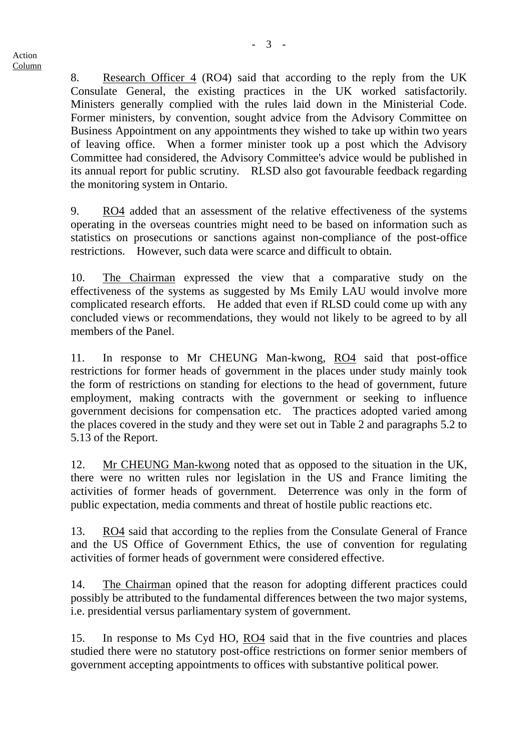Action
Column

8. Research Officer 4 (RO4) said that according to the reply from the UK Consulate General, the existing practices in the UK worked satisfactorily. Ministers generally complied with the rules laid down in the Ministerial Code. Former ministers, by convention, sought advice from the Advisory Committee on Business Appointment on any appointments they wished to take up within two years of leaving office. When a former minister took up a post which the Advisory Committee had considered, the Advisory Committee's advice would be published in its annual report for public scrutiny. RLSD also got favourable feedback regarding the monitoring system in Ontario.

9. RO4 added that an assessment of the relative effectiveness of the systems operating in the overseas countries might need to be based on information such as statistics on prosecutions or sanctions against non-compliance of the post-office restrictions. However, such data were scarce and difficult to obtain.

10. The Chairman expressed the view that a comparative study on the effectiveness of the systems as suggested by Ms Emily LAU would involve more complicated research efforts. He added that even if RLSD could come up with any concluded views or recommendations, they would not likely to be agreed to by all members of the Panel.

11. In response to Mr CHEUNG Man-kwong, RO4 said that post-office restrictions for former heads of government in the places under study mainly took the form of restrictions on standing for elections to the head of government, future employment, making contracts with the government or seeking to influence government decisions for compensation etc. The practices adopted varied among the places covered in the study and they were set out in Table 2 and paragraphs 5.2 to 5.13 of the Report.

12. Mr CHEUNG Man-kwong noted that as opposed to the situation in the UK, there were no written rules nor legislation in the US and France limiting the activities of former heads of government. Deterrence was only in the form of public expectation, media comments and threat of hostile public reactions etc.

13. RO4 said that according to the replies from the Consulate General of France and the US Office of Government Ethics, the use of convention for regulating activities of former heads of government were considered effective.

14. The Chairman opined that the reason for adopting different practices could possibly be attributed to the fundamental differences between the two major systems, i.e. presidential versus parliamentary system of government.

15. In response to Ms Cyd HO, RO4 said that in the five countries and places studied there were no statutory post-office restrictions on former senior members of government accepting appointments to offices with substantive political power.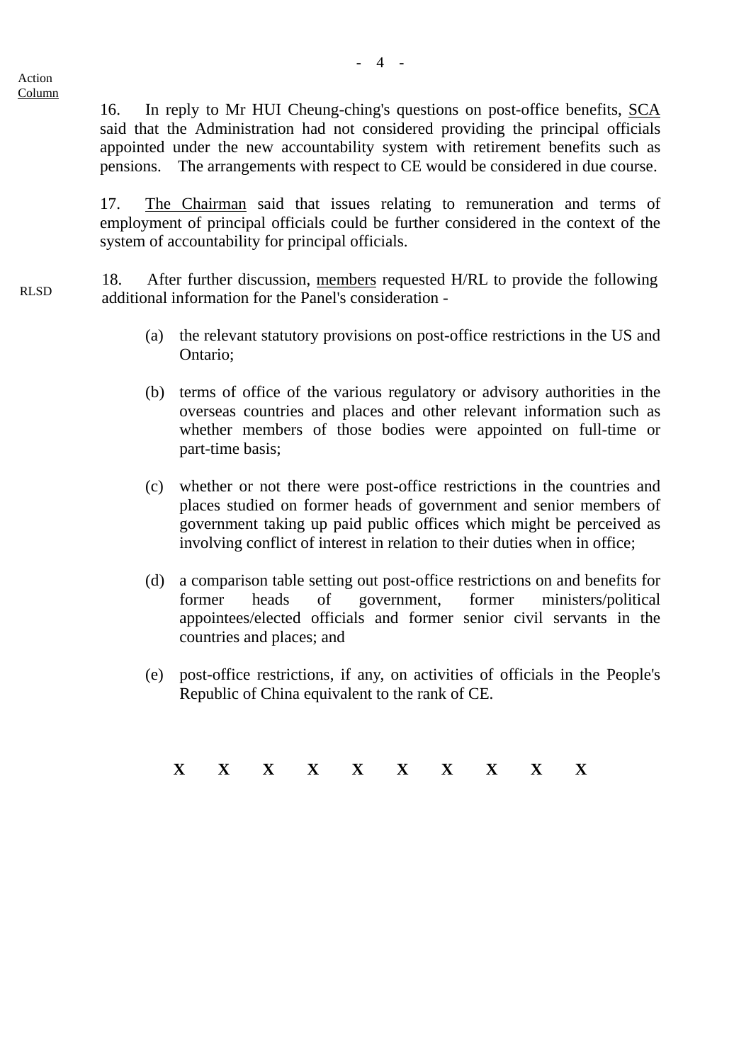Action
Column

16. In reply to Mr HUI Cheung-ching's questions on post-office benefits, SCA said that the Administration had not considered providing the principal officials appointed under the new accountability system with retirement benefits such as pensions. The arrangements with respect to CE would be considered in due course.

17. The Chairman said that issues relating to remuneration and terms of employment of principal officials could be further considered in the context of the system of accountability for principal officials.

RLSD

18. After further discussion, members requested H/RL to provide the following additional information for the Panel's consideration -

(a) the relevant statutory provisions on post-office restrictions in the US and Ontario;

(b) terms of office of the various regulatory or advisory authorities in the overseas countries and places and other relevant information such as whether members of those bodies were appointed on full-time or part-time basis;

(c) whether or not there were post-office restrictions in the countries and places studied on former heads of government and senior members of government taking up paid public offices which might be perceived as involving conflict of interest in relation to their duties when in office;

(d) a comparison table setting out post-office restrictions on and benefits for former heads of government, former ministers/political appointees/elected officials and former senior civil servants in the countries and places; and

(e) post-office restrictions, if any, on activities of officials in the People's Republic of China equivalent to the rank of CE.

**X X X X X X X X X X**